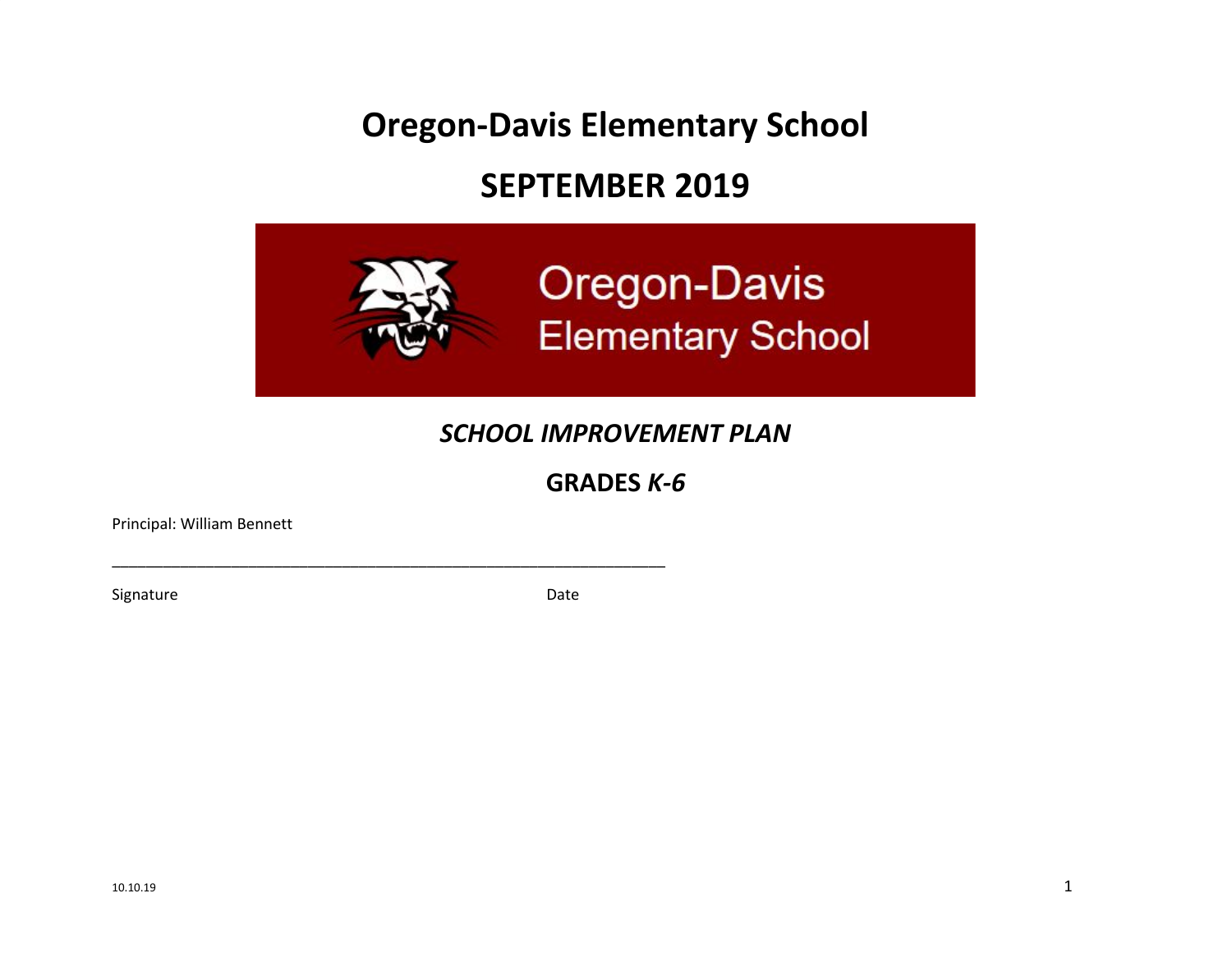# Oregon-Davis Elementary School

# SEPTEMBER 2019

Oregon-Davis Elementary School

## *SCHOOL IMPROVEMENT PLAN*

## GRADES *K-6*

Principal: William Bennett

_______________________________________________________________

Signature Date

10.10.19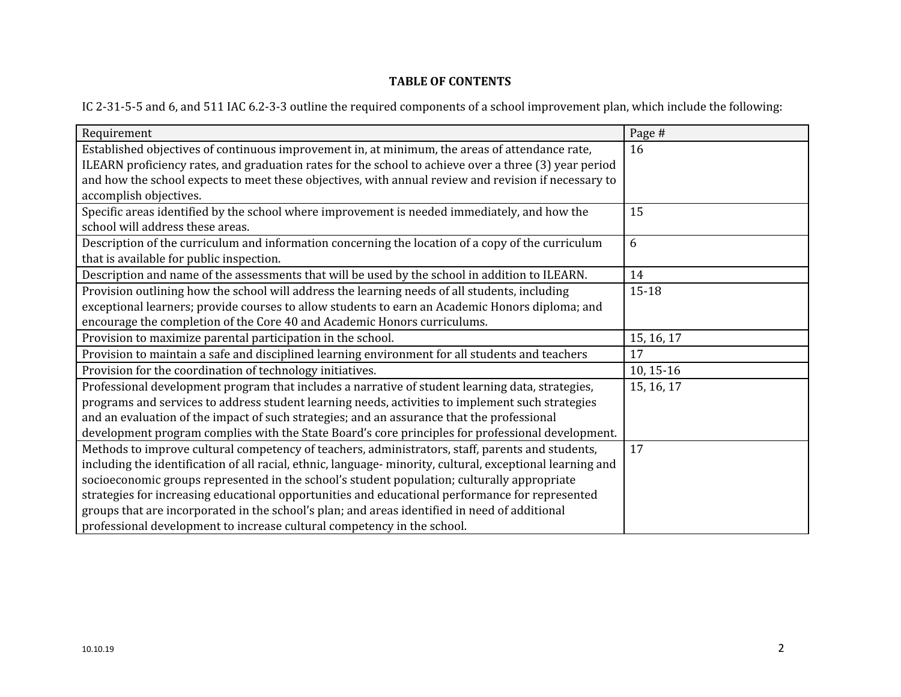## TABLE OF CONTENTS

IC 2-31-5-5 and 6, and 511 IAC 6.2-3-3 outline the required components of a school improvement plan, which include the following:

| Requirement | Page # |
|---|---|
| Established objectives of continuous improvement in, at minimum, the areas of attendance rate, ILEARN proficiency rates, and graduation rates for the school to achieve over a three (3) year period and how the school expects to meet these objectives, with annual review and revision if necessary to accomplish objectives. | 16 |
| Specific areas identified by the school where improvement is needed immediately, and how the school will address these areas. | 15 |
| Description of the curriculum and information concerning the location of a copy of the curriculum that is available for public inspection. | 6 |
| Description and name of the assessments that will be used by the school in addition to ILEARN. | 14 |
| Provision outlining how the school will address the learning needs of all students, including exceptional learners; provide courses to allow students to earn an Academic Honors diploma; and encourage the completion of the Core 40 and Academic Honors curriculums. | 15-18 |
| Provision to maximize parental participation in the school. | 15, 16, 17 |
| Provision to maintain a safe and disciplined learning environment for all students and teachers | 17 |
| Provision for the coordination of technology initiatives. | 10, 15-16 |
| Professional development program that includes a narrative of student learning data, strategies, programs and services to address student learning needs, activities to implement such strategies and an evaluation of the impact of such strategies; and an assurance that the professional development program complies with the State Board's core principles for professional development. | 15, 16, 17 |
| Methods to improve cultural competency of teachers, administrators, staff, parents and students, including the identification of all racial, ethnic, language- minority, cultural, exceptional learning and socioeconomic groups represented in the school's student population; culturally appropriate strategies for increasing educational opportunities and educational performance for represented groups that are incorporated in the school's plan; and areas identified in need of additional professional development to increase cultural competency in the school. | 17 |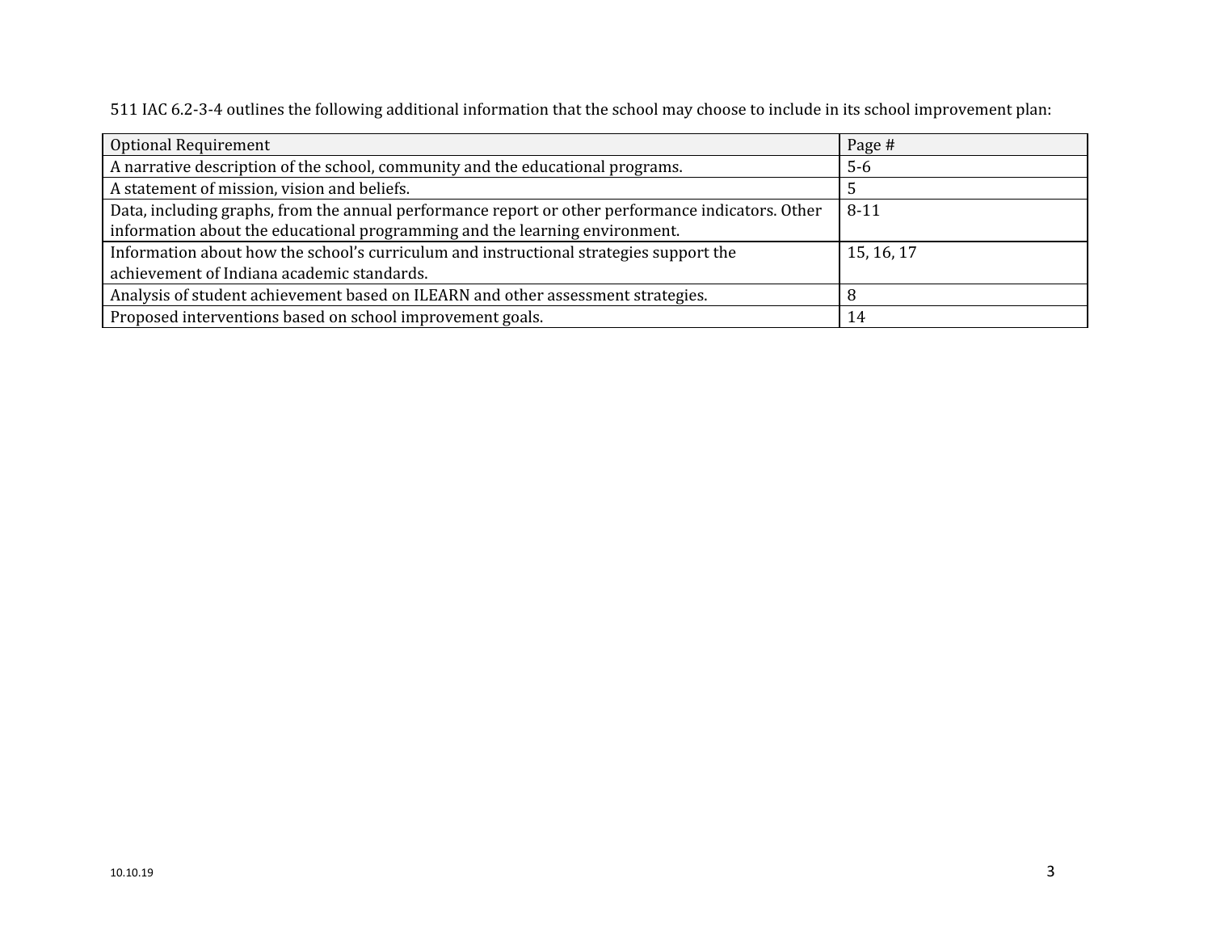511 IAC 6.2-3-4 outlines the following additional information that the school may choose to include in its school improvement plan:

| Optional Requirement | Page # |
|---|---|
| A narrative description of the school, community and the educational programs. | 5-6 |
| A statement of mission, vision and beliefs. | 5 |
| Data, including graphs, from the annual performance report or other performance indicators. Other information about the educational programming and the learning environment. | 8-11 |
| Information about how the school's curriculum and instructional strategies support the achievement of Indiana academic standards. | 15, 16, 17 |
| Analysis of student achievement based on ILEARN and other assessment strategies. | 8 |
| Proposed interventions based on school improvement goals. | 14 |

10.10.19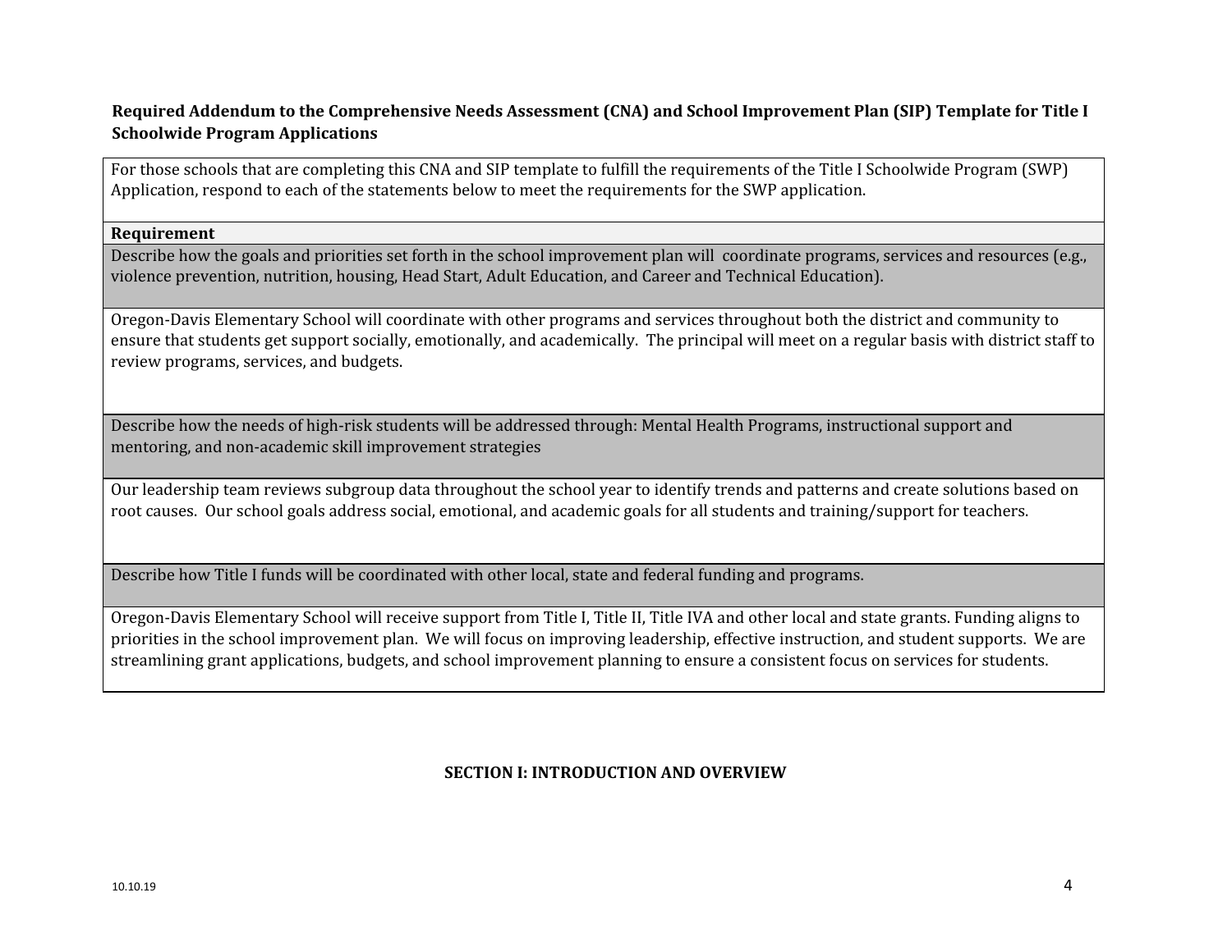**Required Addendum to the Comprehensive Needs Assessment (CNA) and School Improvement Plan (SIP) Template for Title I Schoolwide Program Applications**

| For those schools that are completing this CNA and SIP template to fulfill the requirements of the Title I Schoolwide Program (SWP) Application, respond to each of the statements below to meet the requirements for the SWP application. |
|---|
| **Requirement** |
| Describe how the goals and priorities set forth in the school improvement plan will coordinate programs, services and resources (e.g., violence prevention, nutrition, housing, Head Start, Adult Education, and Career and Technical Education). |
| Oregon-Davis Elementary School will coordinate with other programs and services throughout both the district and community to ensure that students get support socially, emotionally, and academically. The principal will meet on a regular basis with district staff to review programs, services, and budgets. |
| Describe how the needs of high-risk students will be addressed through: Mental Health Programs, instructional support and mentoring, and non-academic skill improvement strategies |
| Our leadership team reviews subgroup data throughout the school year to identify trends and patterns and create solutions based on root causes. Our school goals address social, emotional, and academic goals for all students and training/support for teachers. |
| Describe how Title I funds will be coordinated with other local, state and federal funding and programs. |
| Oregon-Davis Elementary School will receive support from Title I, Title II, Title IVA and other local and state grants. Funding aligns to priorities in the school improvement plan. We will focus on improving leadership, effective instruction, and student supports. We are streamlining grant applications, budgets, and school improvement planning to ensure a consistent focus on services for students. |

## SECTION I: INTRODUCTION AND OVERVIEW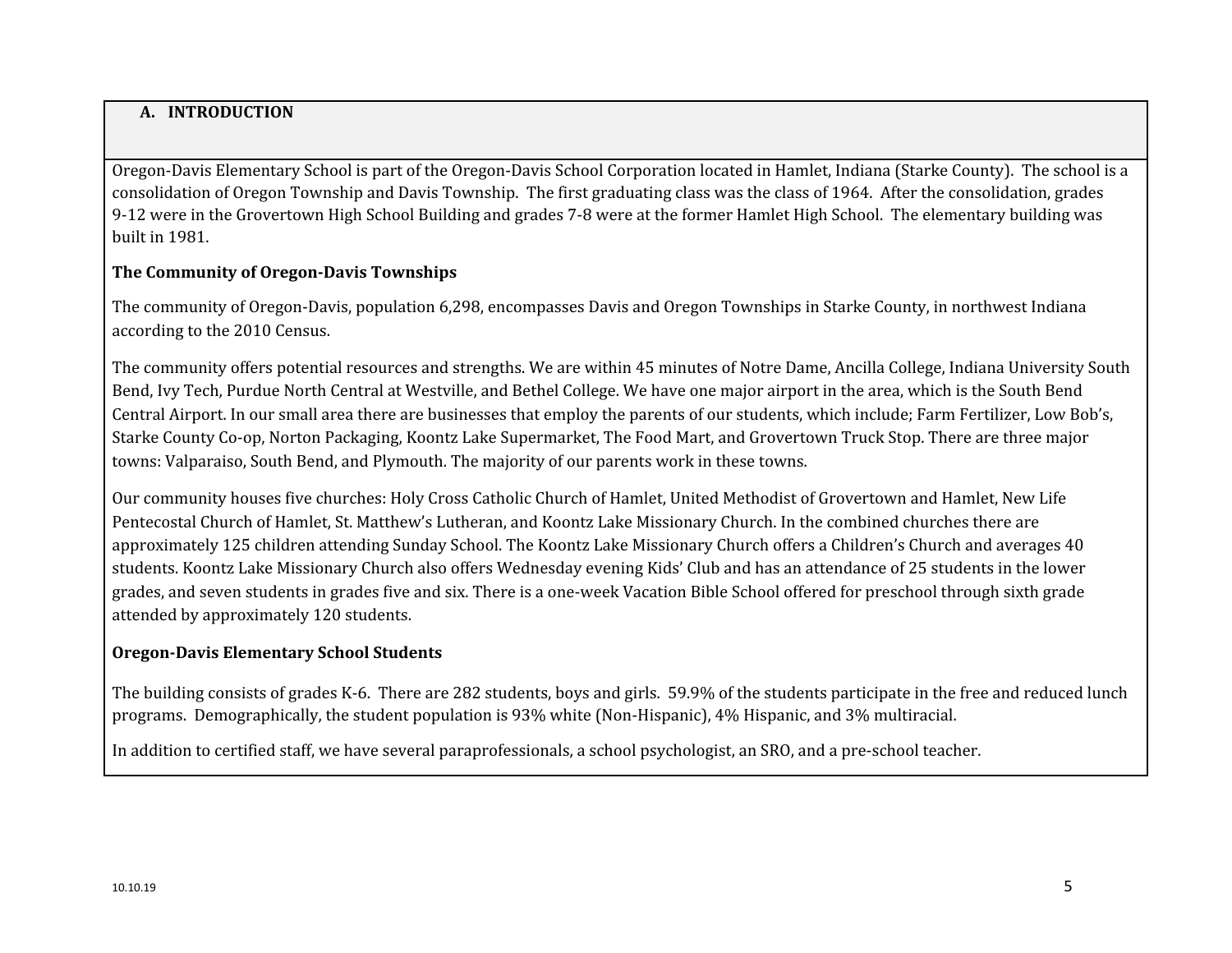## A. INTRODUCTION

Oregon-Davis Elementary School is part of the Oregon-Davis School Corporation located in Hamlet, Indiana (Starke County). The school is a consolidation of Oregon Township and Davis Township. The first graduating class was the class of 1964. After the consolidation, grades 9-12 were in the Grovertown High School Building and grades 7-8 were at the former Hamlet High School. The elementary building was built in 1981.

### The Community of Oregon-Davis Townships

The community of Oregon-Davis, population 6,298, encompasses Davis and Oregon Townships in Starke County, in northwest Indiana according to the 2010 Census.

The community offers potential resources and strengths. We are within 45 minutes of Notre Dame, Ancilla College, Indiana University South Bend, Ivy Tech, Purdue North Central at Westville, and Bethel College. We have one major airport in the area, which is the South Bend Central Airport. In our small area there are businesses that employ the parents of our students, which include; Farm Fertilizer, Low Bob's, Starke County Co-op, Norton Packaging, Koontz Lake Supermarket, The Food Mart, and Grovertown Truck Stop. There are three major towns: Valparaiso, South Bend, and Plymouth. The majority of our parents work in these towns.

Our community houses five churches: Holy Cross Catholic Church of Hamlet, United Methodist of Grovertown and Hamlet, New Life Pentecostal Church of Hamlet, St. Matthew's Lutheran, and Koontz Lake Missionary Church. In the combined churches there are approximately 125 children attending Sunday School. The Koontz Lake Missionary Church offers a Children's Church and averages 40 students. Koontz Lake Missionary Church also offers Wednesday evening Kids' Club and has an attendance of 25 students in the lower grades, and seven students in grades five and six. There is a one-week Vacation Bible School offered for preschool through sixth grade attended by approximately 120 students.

### Oregon-Davis Elementary School Students

The building consists of grades K-6. There are 282 students, boys and girls. 59.9% of the students participate in the free and reduced lunch programs. Demographically, the student population is 93% white (Non-Hispanic), 4% Hispanic, and 3% multiracial.

In addition to certified staff, we have several paraprofessionals, a school psychologist, an SRO, and a pre-school teacher.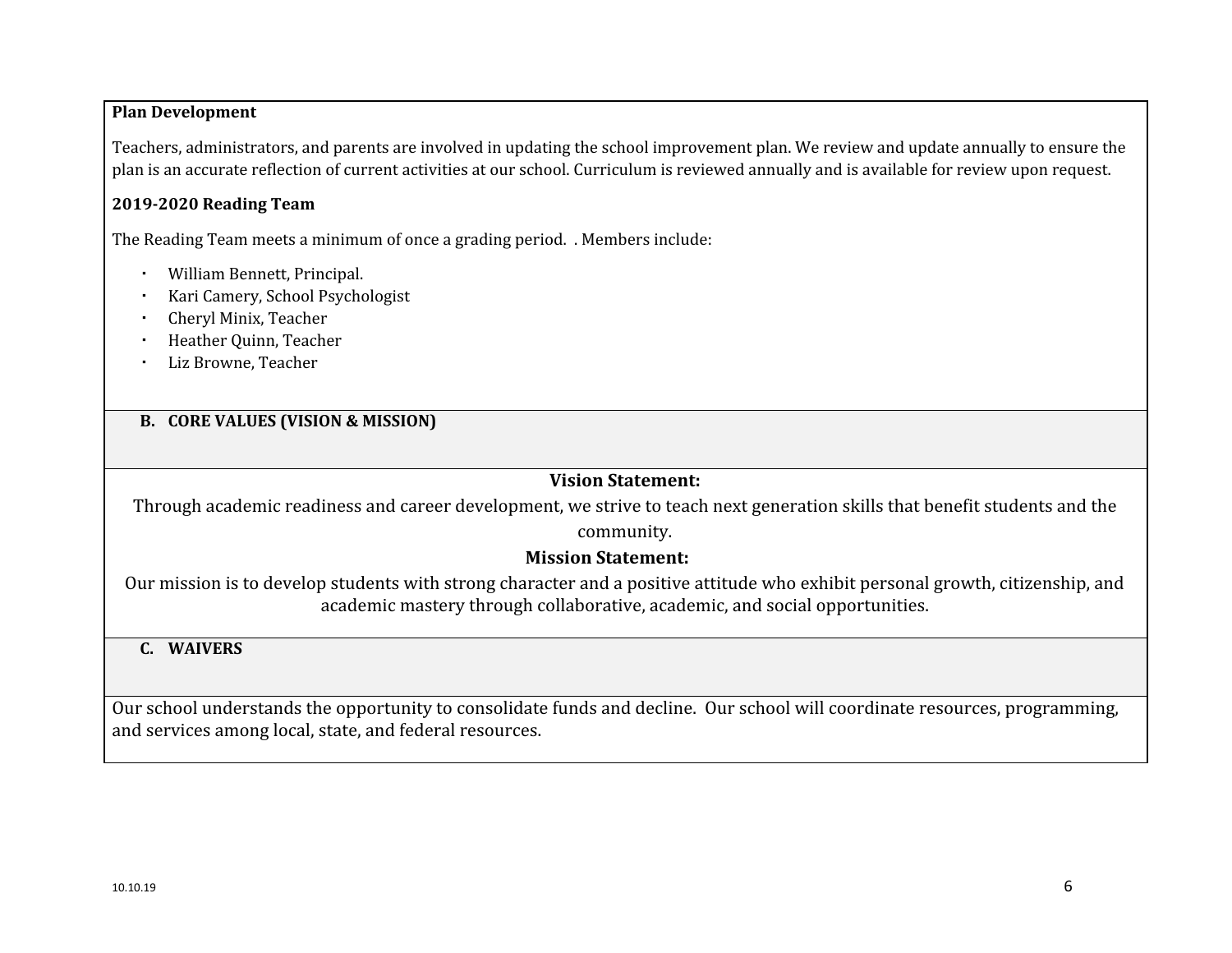**Plan Development**

Teachers, administrators, and parents are involved in updating the school improvement plan. We review and update annually to ensure the plan is an accurate reflection of current activities at our school. Curriculum is reviewed annually and is available for review upon request.

**2019-2020 Reading Team**

The Reading Team meets a minimum of once a grading period.  . Members include:

- William Bennett, Principal.
- Kari Camery, School Psychologist
- Cheryl Minix, Teacher
- Heather Quinn, Teacher
- Liz Browne, Teacher

## B. CORE VALUES (VISION & MISSION)

**Vision Statement:**

Through academic readiness and career development, we strive to teach next generation skills that benefit students and the community.

**Mission Statement:**

Our mission is to develop students with strong character and a positive attitude who exhibit personal growth, citizenship, and academic mastery through collaborative, academic, and social opportunities.

## C. WAIVERS

Our school understands the opportunity to consolidate funds and decline.  Our school will coordinate resources, programming, and services among local, state, and federal resources.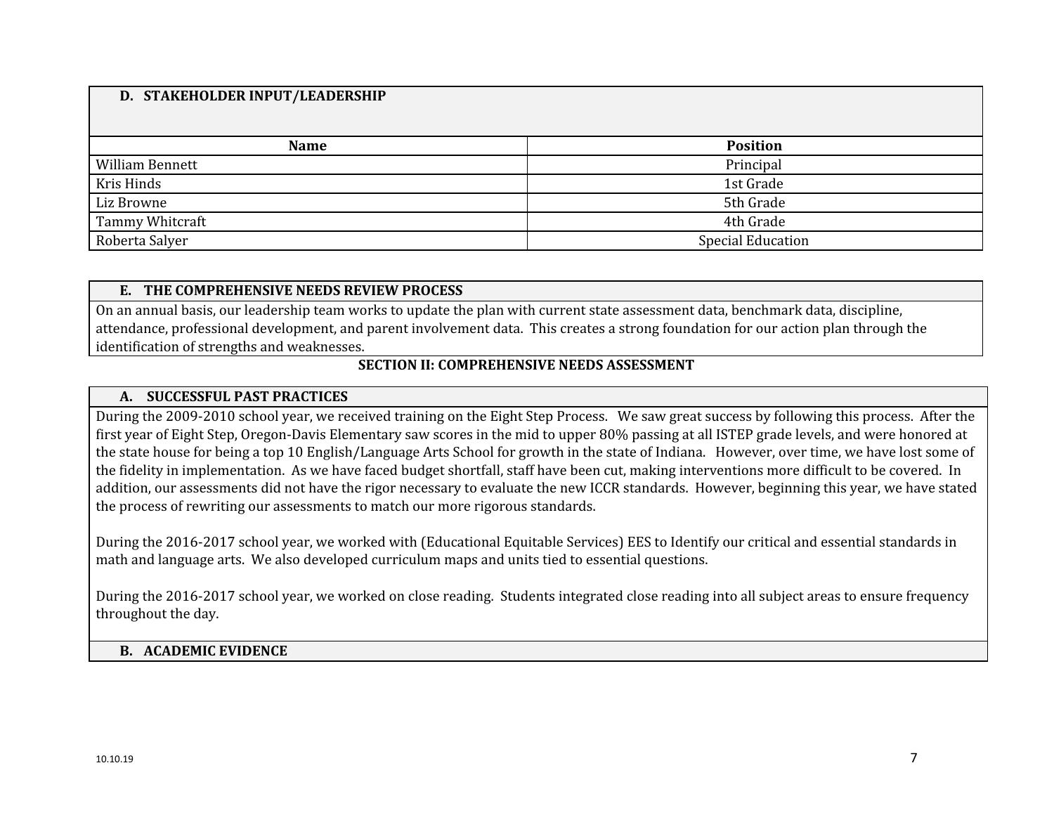### D. STAKEHOLDER INPUT/LEADERSHIP

| Name | Position |
|---|---|
| William Bennett | Principal |
| Kris Hinds | 1st Grade |
| Liz Browne | 5th Grade |
| Tammy Whitcraft | 4th Grade |
| Roberta Salyer | Special Education |

### E. THE COMPREHENSIVE NEEDS REVIEW PROCESS

On an annual basis, our leadership team works to update the plan with current state assessment data, benchmark data, discipline, attendance, professional development, and parent involvement data. This creates a strong foundation for our action plan through the identification of strengths and weaknesses.

## SECTION II: COMPREHENSIVE NEEDS ASSESSMENT

### A. SUCCESSFUL PAST PRACTICES

During the 2009-2010 school year, we received training on the Eight Step Process. We saw great success by following this process. After the first year of Eight Step, Oregon-Davis Elementary saw scores in the mid to upper 80% passing at all ISTEP grade levels, and were honored at the state house for being a top 10 English/Language Arts School for growth in the state of Indiana. However, over time, we have lost some of the fidelity in implementation. As we have faced budget shortfall, staff have been cut, making interventions more difficult to be covered. In addition, our assessments did not have the rigor necessary to evaluate the new ICCR standards. However, beginning this year, we have stated the process of rewriting our assessments to match our more rigorous standards.

During the 2016-2017 school year, we worked with (Educational Equitable Services) EES to Identify our critical and essential standards in math and language arts. We also developed curriculum maps and units tied to essential questions.

During the 2016-2017 school year, we worked on close reading. Students integrated close reading into all subject areas to ensure frequency throughout the day.

### B. ACADEMIC EVIDENCE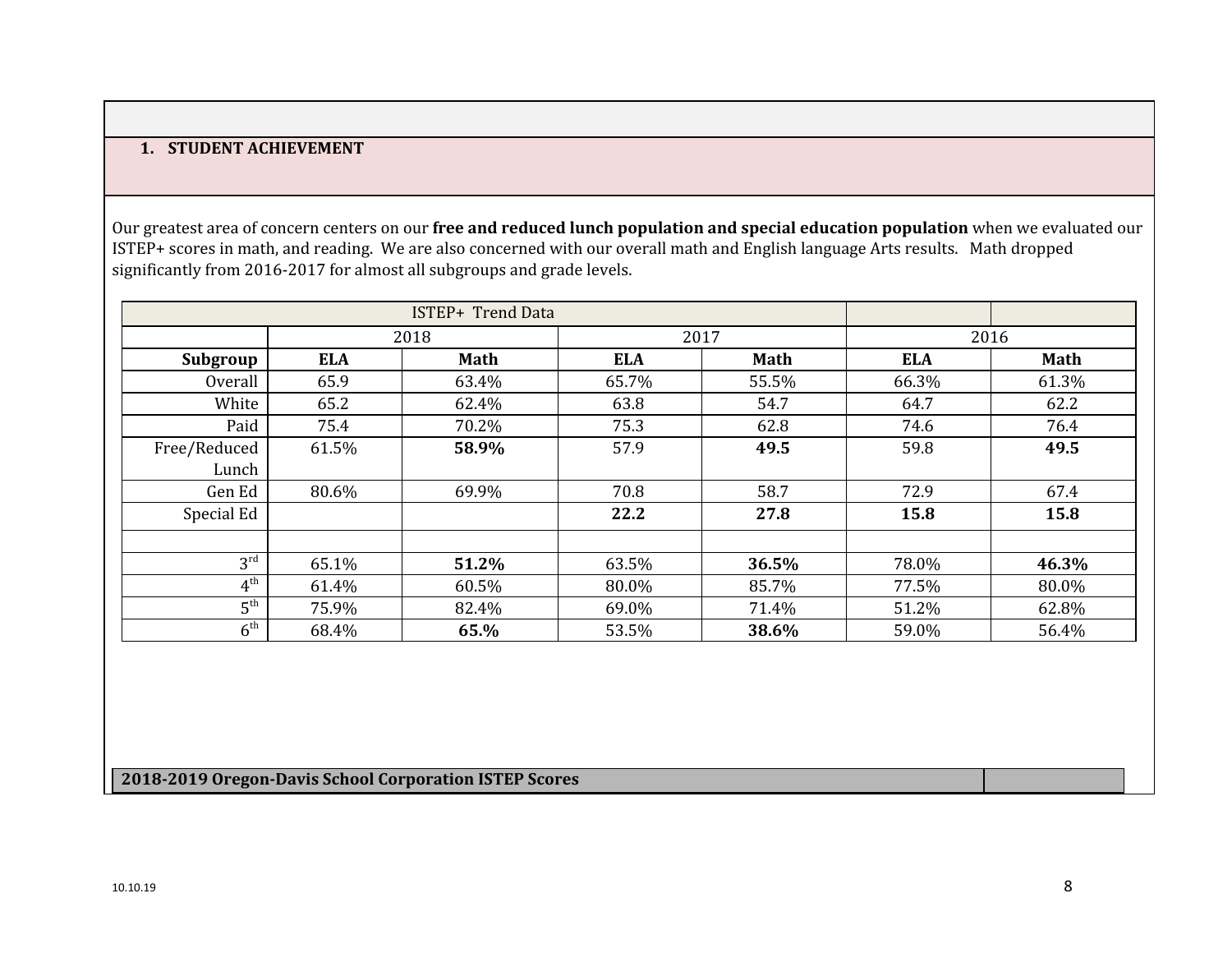## 1. STUDENT ACHIEVEMENT

Our greatest area of concern centers on our **free and reduced lunch population and special education population** when we evaluated our ISTEP+ scores in math, and reading. We are also concerned with our overall math and English language Arts results. Math dropped significantly from 2016-2017 for almost all subgroups and grade levels.

| ISTEP+ Trend Data | | | | | | |
|---|---|---|---|---|---|---|
| | 2018 | | 2017 | | 2016 | |
| **Subgroup** | **ELA** | **Math** | **ELA** | **Math** | **ELA** | **Math** |
| Overall | 65.9 | 63.4% | 65.7% | 55.5% | 66.3% | 61.3% |
| White | 65.2 | 62.4% | 63.8 | 54.7 | 64.7 | 62.2 |
| Paid | 75.4 | 70.2% | 75.3 | 62.8 | 74.6 | 76.4 |
| Free/Reduced Lunch | 61.5% | **58.9%** | 57.9 | **49.5** | 59.8 | **49.5** |
| Gen Ed | 80.6% | 69.9% | 70.8 | 58.7 | 72.9 | 67.4 |
| Special Ed | | | **22.2** | **27.8** | **15.8** | **15.8** |
| | | | | | | |
| 3rd | 65.1% | **51.2%** | 63.5% | **36.5%** | 78.0% | **46.3%** |
| 4th | 61.4% | 60.5% | 80.0% | 85.7% | 77.5% | 80.0% |
| 5th | 75.9% | 82.4% | 69.0% | 71.4% | 51.2% | 62.8% |
| 6th | 68.4% | **65.%** | 53.5% | **38.6%** | 59.0% | 56.4% |

**2018-2019 Oregon-Davis School Corporation ISTEP Scores**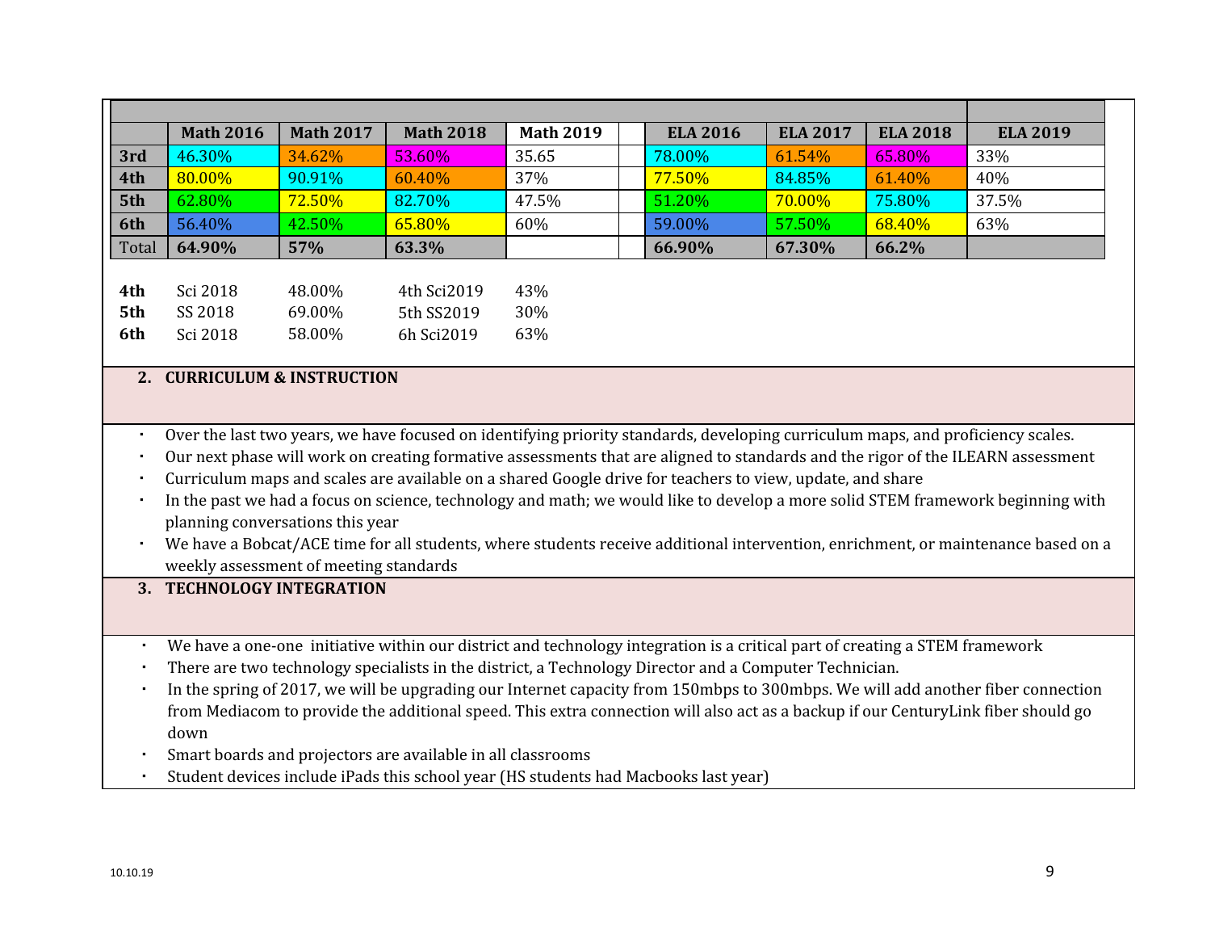| | Math 2016 | Math 2017 | Math 2018 | Math 2019 | | ELA 2016 | ELA 2017 | ELA 2018 | ELA 2019 |
|---|---|---|---|---|---|---|---|---|---|
| 3rd | 46.30% | 34.62% | 53.60% | 35.65 | | 78.00% | 61.54% | 65.80% | 33% |
| 4th | 80.00% | 90.91% | 60.40% | 37% | | 77.50% | 84.85% | 61.40% | 40% |
| 5th | 62.80% | 72.50% | 82.70% | 47.5% | | 51.20% | 70.00% | 75.80% | 37.5% |
| 6th | 56.40% | 42.50% | 65.80% | 60% | | 59.00% | 57.50% | 68.40% | 63% |
| Total | **64.90%** | **57%** | **63.3%** | | | **66.90%** | **67.30%** | **66.2%** | |

| | | | | |
|---|---|---|---|---|
| **4th** | Sci 2018 | 48.00% | 4th Sci2019 | 43% |
| **5th** | SS 2018 | 69.00% | 5th SS2019 | 30% |
| **6th** | Sci 2018 | 58.00% | 6h Sci2019 | 63% |

## 2. CURRICULUM & INSTRUCTION

- Over the last two years, we have focused on identifying priority standards, developing curriculum maps, and proficiency scales.
- Our next phase will work on creating formative assessments that are aligned to standards and the rigor of the ILEARN assessment
- Curriculum maps and scales are available on a shared Google drive for teachers to view, update, and share
- In the past we had a focus on science, technology and math; we would like to develop a more solid STEM framework beginning with planning conversations this year
- We have a Bobcat/ACE time for all students, where students receive additional intervention, enrichment, or maintenance based on a weekly assessment of meeting standards

## 3. TECHNOLOGY INTEGRATION

- We have a one-one initiative within our district and technology integration is a critical part of creating a STEM framework
- There are two technology specialists in the district, a Technology Director and a Computer Technician.
- In the spring of 2017, we will be upgrading our Internet capacity from 150mbps to 300mbps. We will add another fiber connection from Mediacom to provide the additional speed. This extra connection will also act as a backup if our CenturyLink fiber should go down
- Smart boards and projectors are available in all classrooms
- Student devices include iPads this school year (HS students had Macbooks last year)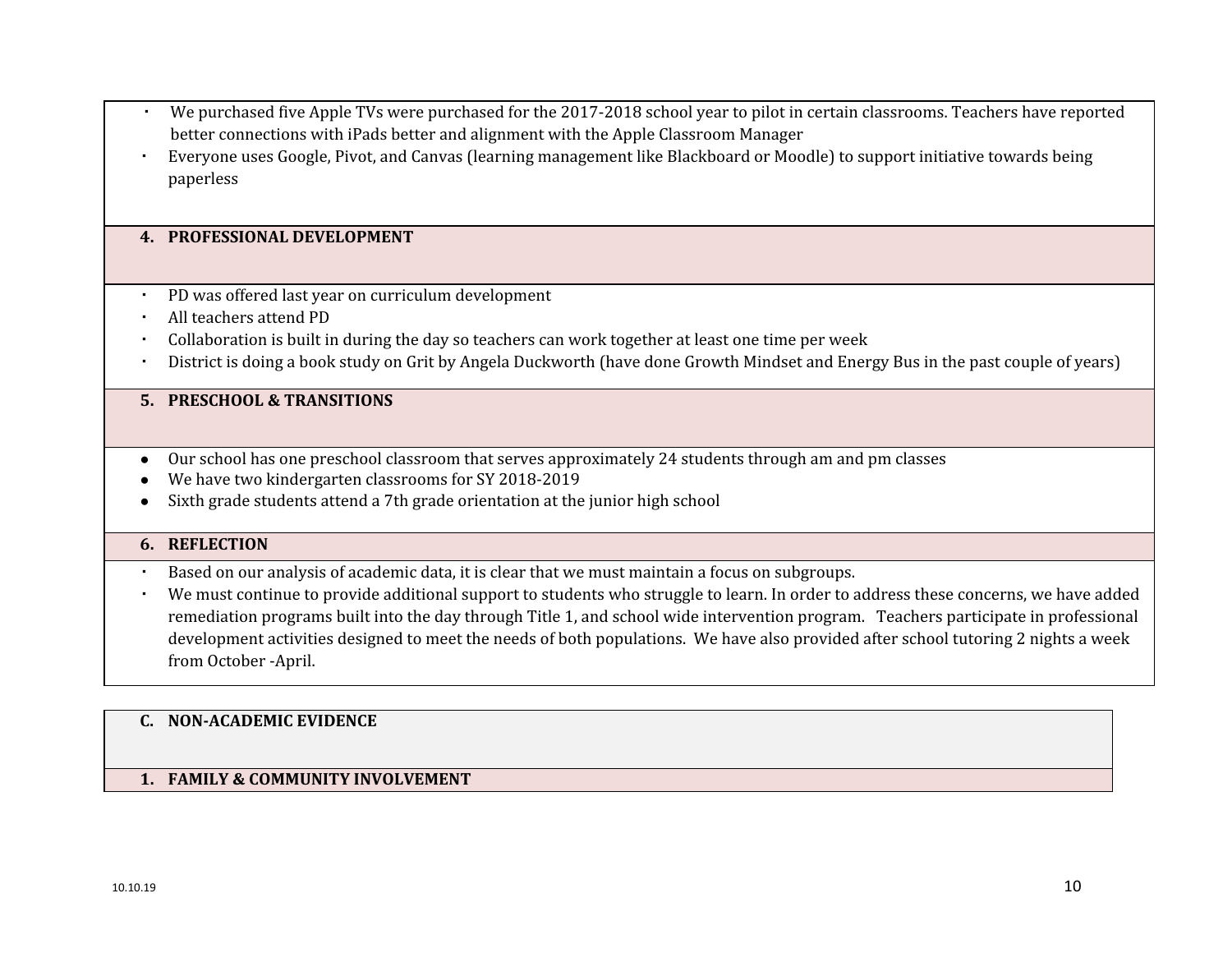- We purchased five Apple TVs were purchased for the 2017-2018 school year to pilot in certain classrooms. Teachers have reported better connections with iPads better and alignment with the Apple Classroom Manager
- Everyone uses Google, Pivot, and Canvas (learning management like Blackboard or Moodle) to support initiative towards being paperless

### 4. PROFESSIONAL DEVELOPMENT

- PD was offered last year on curriculum development
- All teachers attend PD
- Collaboration is built in during the day so teachers can work together at least one time per week
- District is doing a book study on Grit by Angela Duckworth (have done Growth Mindset and Energy Bus in the past couple of years)

### 5. PRESCHOOL & TRANSITIONS

- Our school has one preschool classroom that serves approximately 24 students through am and pm classes
- We have two kindergarten classrooms for SY 2018-2019
- Sixth grade students attend a 7th grade orientation at the junior high school

### 6. REFLECTION

- Based on our analysis of academic data, it is clear that we must maintain a focus on subgroups.
- We must continue to provide additional support to students who struggle to learn. In order to address these concerns, we have added remediation programs built into the day through Title 1, and school wide intervention program. Teachers participate in professional development activities designed to meet the needs of both populations. We have also provided after school tutoring 2 nights a week from October -April.

## C. NON-ACADEMIC EVIDENCE

### 1. FAMILY & COMMUNITY INVOLVEMENT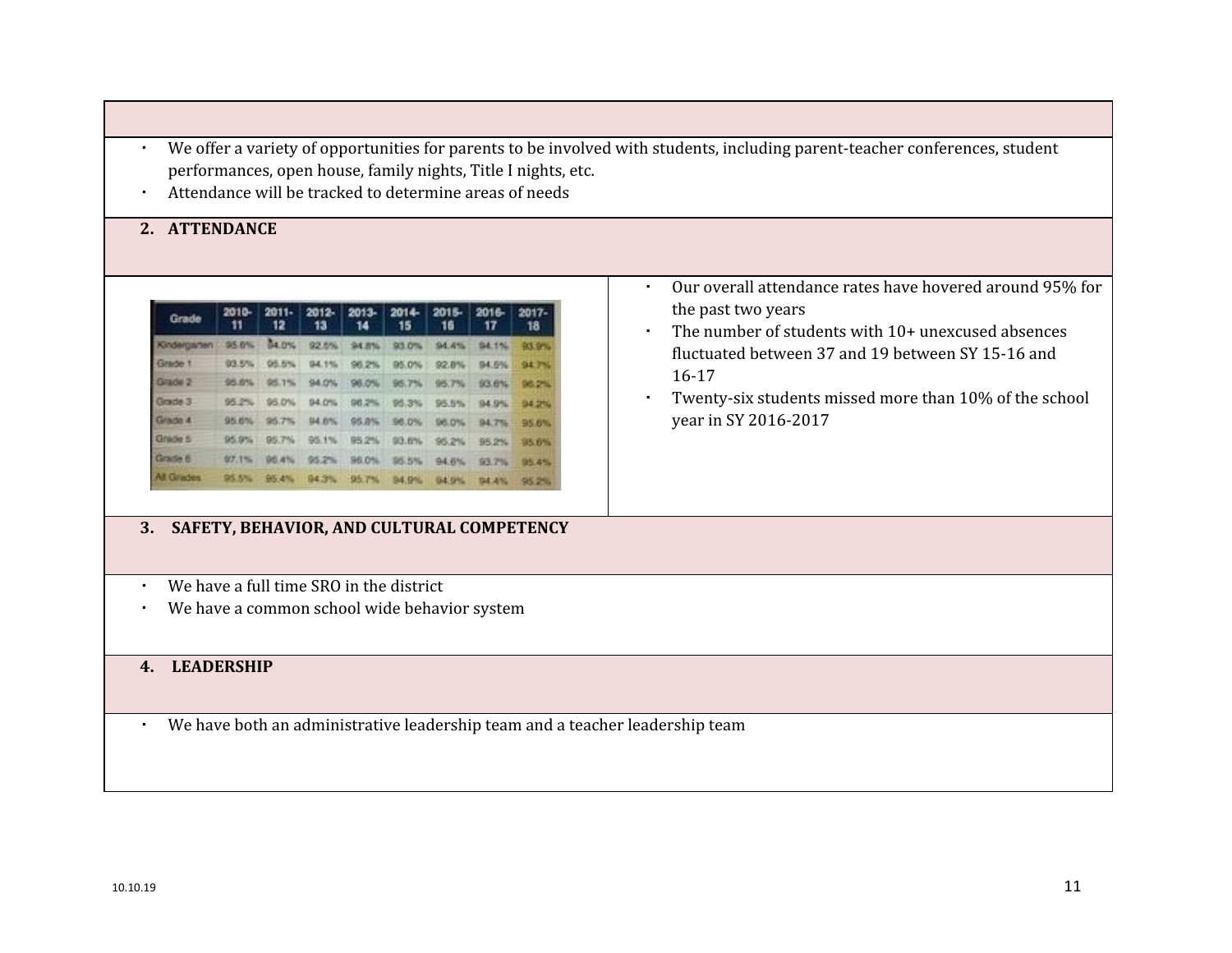- We offer a variety of opportunities for parents to be involved with students, including parent-teacher conferences, student performances, open house, family nights, Title I nights, etc.
- Attendance will be tracked to determine areas of needs

## 2. ATTENDANCE

| Grade | 2010-11 | 2011-12 | 2012-13 | 2013-14 | 2014-15 | 2015-16 | 2016-17 | 2017-18 |
|---|---|---|---|---|---|---|---|---|
| Kindergarten | 95.6% | 94.0% | 92.5% | 94.8% | 93.0% | 94.4% | 94.1% | 93.9% |
| Grade 1 | 93.5% | 95.5% | 94.1% | 96.2% | 95.0% | 92.8% | 94.5% | 94.7% |
| Grade 2 | 95.8% | 95.1% | 94.0% | 96.0% | 95.7% | 95.7% | 93.6% | 96.2% |
| Grade 3 | 95.2% | 95.0% | 94.0% | 96.2% | 95.3% | 95.5% | 94.9% | 94.2% |
| Grade 4 | 95.6% | 95.7% | 94.6% | 95.8% | 96.0% | 96.0% | 94.7% | 95.6% |
| Grade 5 | 95.9% | 95.7% | 95.1% | 95.2% | 93.6% | 95.2% | 95.2% | 95.6% |
| Grade 6 | 97.1% | 96.4% | 95.2% | 96.0% | 95.5% | 94.6% | 93.7% | 95.4% |
| All Grades | 95.5% | 95.4% | 94.3% | 95.7% | 94.9% | 94.9% | 94.4% | 95.2% |

- Our overall attendance rates have hovered around 95% for the past two years
- The number of students with 10+ unexcused absences fluctuated between 37 and 19 between SY 15-16 and 16-17
- Twenty-six students missed more than 10% of the school year in SY 2016-2017

## 3. SAFETY, BEHAVIOR, AND CULTURAL COMPETENCY

- We have a full time SRO in the district
- We have a common school wide behavior system

## 4. LEADERSHIP

- We have both an administrative leadership team and a teacher leadership team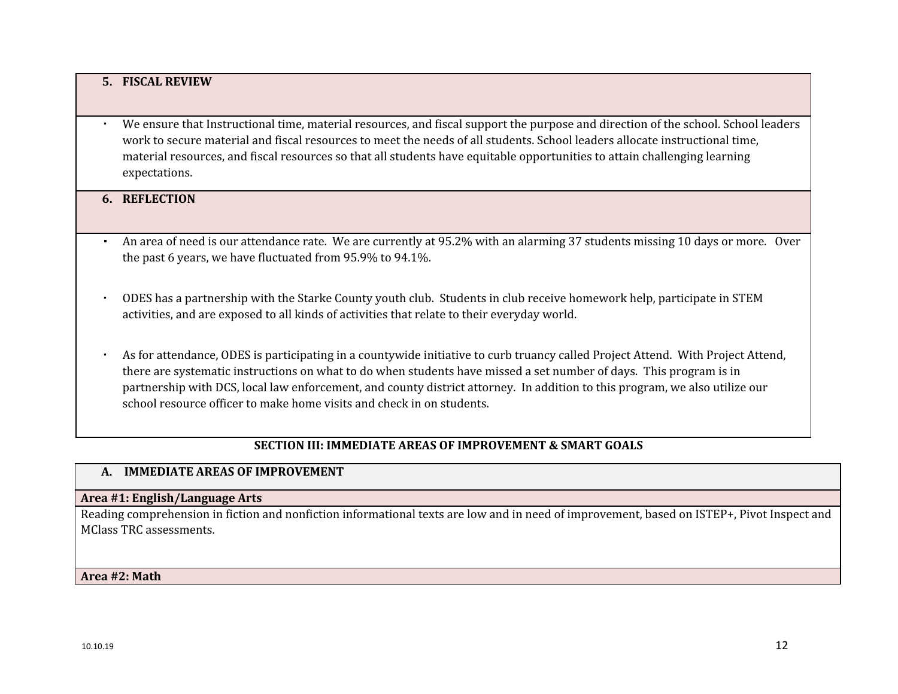### 5. FISCAL REVIEW

- We ensure that Instructional time, material resources, and fiscal support the purpose and direction of the school. School leaders work to secure material and fiscal resources to meet the needs of all students. School leaders allocate instructional time, material resources, and fiscal resources so that all students have equitable opportunities to attain challenging learning expectations.

### 6. REFLECTION

- An area of need is our attendance rate. We are currently at 95.2% with an alarming 37 students missing 10 days or more. Over the past 6 years, we have fluctuated from 95.9% to 94.1%.

- ODES has a partnership with the Starke County youth club. Students in club receive homework help, participate in STEM activities, and are exposed to all kinds of activities that relate to their everyday world.

- As for attendance, ODES is participating in a countywide initiative to curb truancy called Project Attend. With Project Attend, there are systematic instructions on what to do when students have missed a set number of days. This program is in partnership with DCS, local law enforcement, and county district attorney. In addition to this program, we also utilize our school resource officer to make home visits and check in on students.

## SECTION III: IMMEDIATE AREAS OF IMPROVEMENT & SMART GOALS

### A. IMMEDIATE AREAS OF IMPROVEMENT

**Area #1: English/Language Arts**

Reading comprehension in fiction and nonfiction informational texts are low and in need of improvement, based on ISTEP+, Pivot Inspect and MClass TRC assessments.

**Area #2: Math**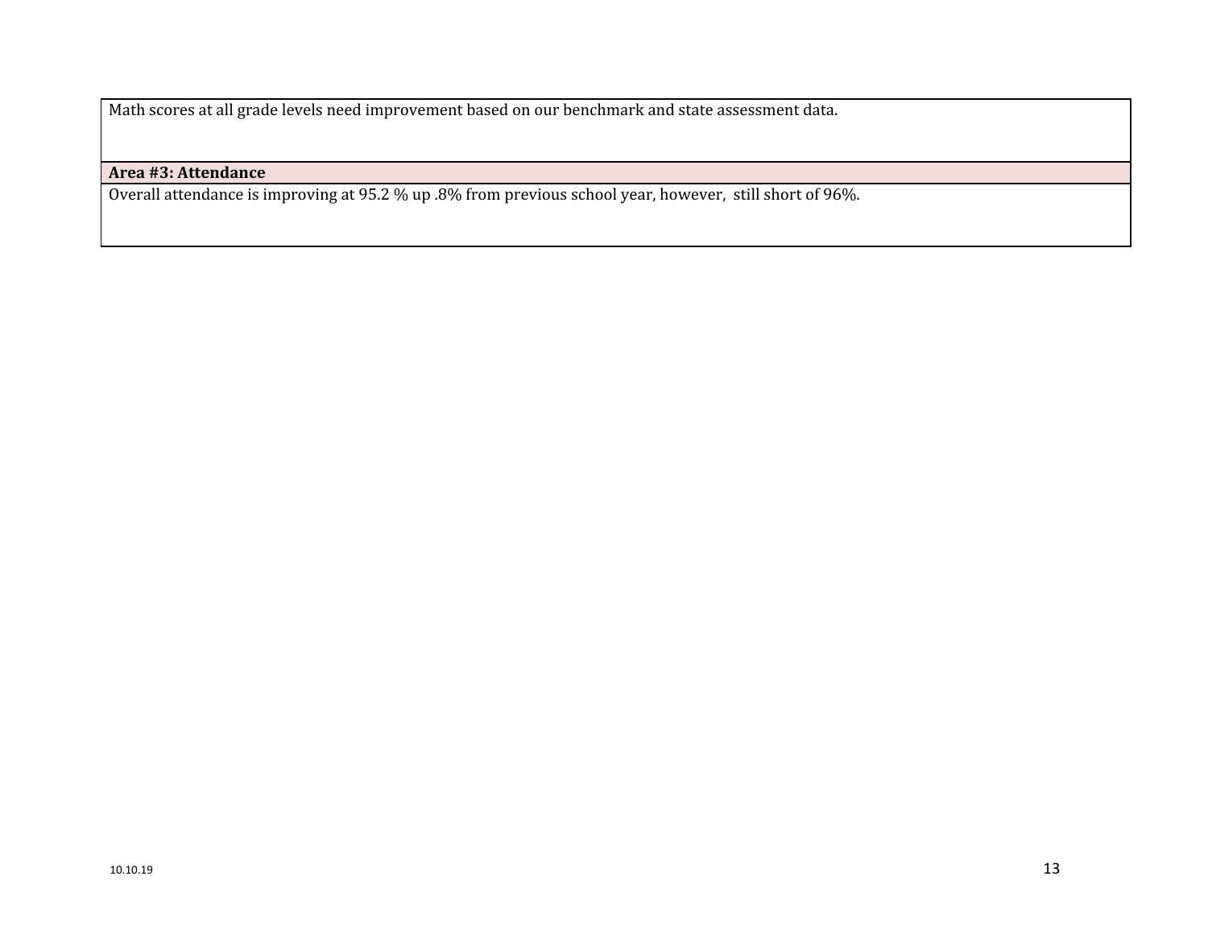| Math scores at all grade levels need improvement based on our benchmark and state assessment data. |
| --- |
| **Area #3: Attendance** |
| Overall attendance is improving at 95.2 % up .8% from previous school year, however, still short of 96%. |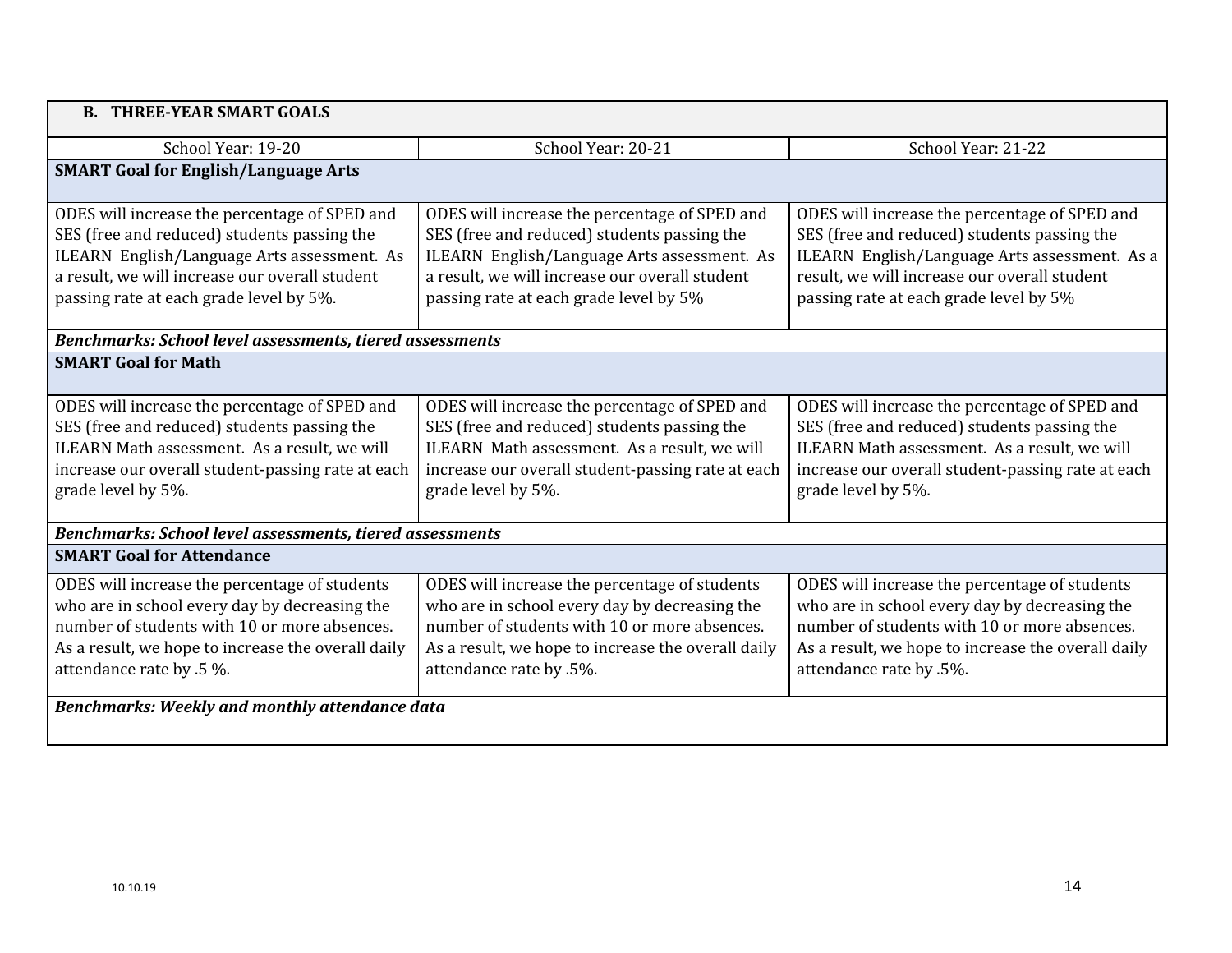| B. THREE-YEAR SMART GOALS | | |
|---|---|---|
| School Year: 19-20 | School Year: 20-21 | School Year: 21-22 |
| **SMART Goal for English/Language Arts** | | |
| ODES will increase the percentage of SPED and SES (free and reduced) students passing the ILEARN English/Language Arts assessment. As a result, we will increase our overall student passing rate at each grade level by 5%. | ODES will increase the percentage of SPED and SES (free and reduced) students passing the ILEARN English/Language Arts assessment. As a result, we will increase our overall student passing rate at each grade level by 5% | ODES will increase the percentage of SPED and SES (free and reduced) students passing the ILEARN English/Language Arts assessment. As a result, we will increase our overall student passing rate at each grade level by 5% |
| ***Benchmarks: School level assessments, tiered assessments*** | | |
| **SMART Goal for Math** | | |
| ODES will increase the percentage of SPED and SES (free and reduced) students passing the ILEARN Math assessment. As a result, we will increase our overall student-passing rate at each grade level by 5%. | ODES will increase the percentage of SPED and SES (free and reduced) students passing the ILEARN Math assessment. As a result, we will increase our overall student-passing rate at each grade level by 5%. | ODES will increase the percentage of SPED and SES (free and reduced) students passing the ILEARN Math assessment. As a result, we will increase our overall student-passing rate at each grade level by 5%. |
| ***Benchmarks: School level assessments, tiered assessments*** | | |
| **SMART Goal for Attendance** | | |
| ODES will increase the percentage of students who are in school every day by decreasing the number of students with 10 or more absences. As a result, we hope to increase the overall daily attendance rate by .5 %. | ODES will increase the percentage of students who are in school every day by decreasing the number of students with 10 or more absences. As a result, we hope to increase the overall daily attendance rate by .5%. | ODES will increase the percentage of students who are in school every day by decreasing the number of students with 10 or more absences. As a result, we hope to increase the overall daily attendance rate by .5%. |
| ***Benchmarks: Weekly and monthly attendance data*** | | |

10.10.19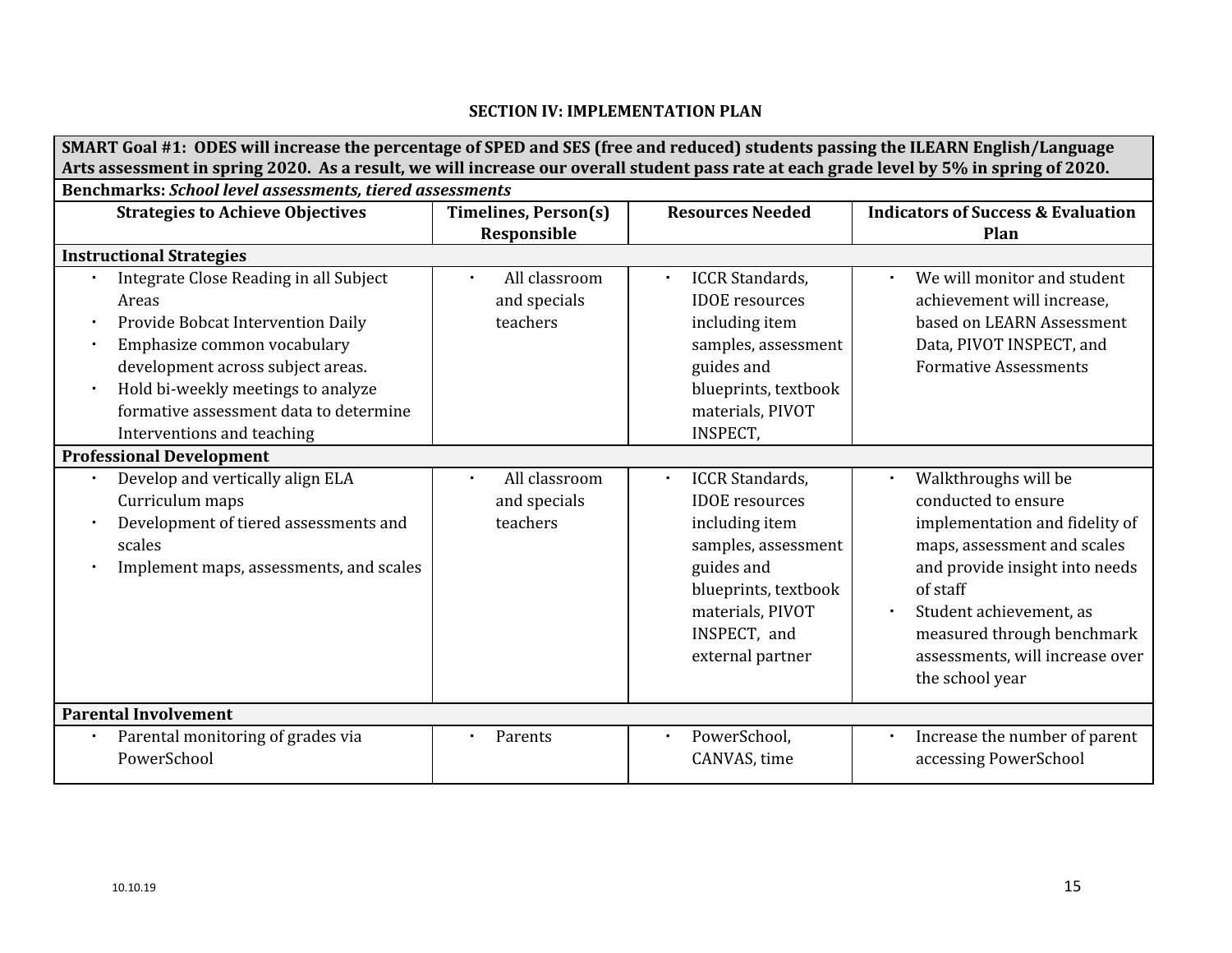## SECTION IV: IMPLEMENTATION PLAN

| **SMART Goal #1: ODES will increase the percentage of SPED and SES (free and reduced) students passing the ILEARN English/Language Arts assessment in spring 2020. As a result, we will increase our overall student pass rate at each grade level by 5% in spring of 2020.** | | | |
|---|---|---|---|
| **Benchmarks:** ***School level assessments, tiered assessments*** | | | |
| **Strategies to Achieve Objectives** | **Timelines, Person(s) Responsible** | **Resources Needed** | **Indicators of Success & Evaluation Plan** |
| **Instructional Strategies** | | | |
| • Integrate Close Reading in all Subject Areas<br>• Provide Bobcat Intervention Daily<br>• Emphasize common vocabulary development across subject areas.<br>• Hold bi-weekly meetings to analyze formative assessment data to determine Interventions and teaching | • All classroom and specials teachers | • ICCR Standards, IDOE resources including item samples, assessment guides and blueprints, textbook materials, PIVOT INSPECT, | • We will monitor and student achievement will increase, based on LEARN Assessment Data, PIVOT INSPECT, and Formative Assessments |
| **Professional Development** | | | |
| • Develop and vertically align ELA Curriculum maps<br>• Development of tiered assessments and scales<br>• Implement maps, assessments, and scales | • All classroom and specials teachers | • ICCR Standards, IDOE resources including item samples, assessment guides and blueprints, textbook materials, PIVOT INSPECT, and external partner | • Walkthroughs will be conducted to ensure implementation and fidelity of maps, assessment and scales and provide insight into needs of staff<br>• Student achievement, as measured through benchmark assessments, will increase over the school year |
| **Parental Involvement** | | | |
| • Parental monitoring of grades via PowerSchool | • Parents | • PowerSchool, CANVAS, time | • Increase the number of parent accessing PowerSchool |

10.10.19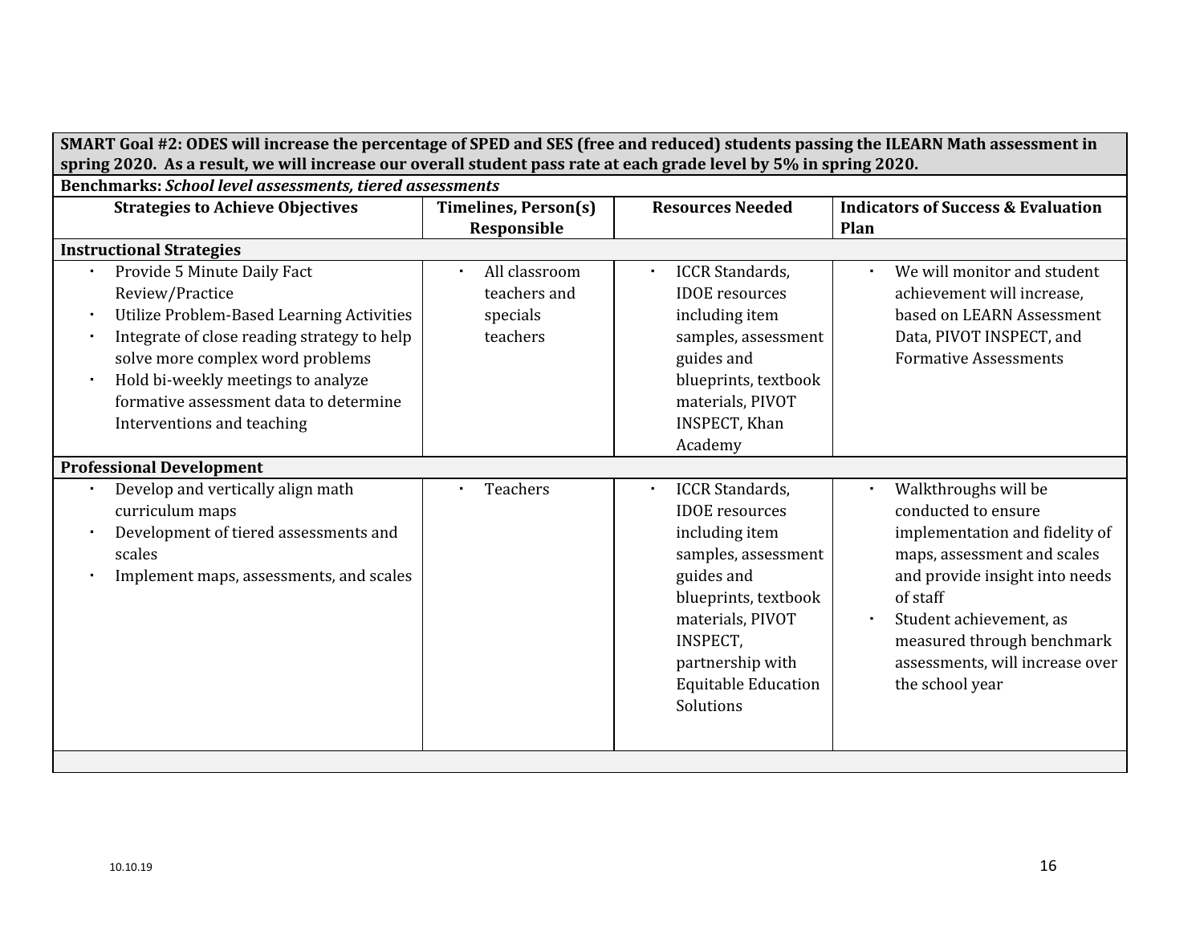| **SMART Goal #2: ODES will increase the percentage of SPED and SES (free and reduced) students passing the ILEARN Math assessment in spring 2020. As a result, we will increase our overall student pass rate at each grade level by 5% in spring 2020.** | | | |
|---|---|---|---|
| **Benchmarks:** ***School level assessments, tiered assessments*** | | | |
| **Strategies to Achieve Objectives** | **Timelines, Person(s) Responsible** | **Resources Needed** | **Indicators of Success & Evaluation Plan** |
| **Instructional Strategies** | | | |
| • Provide 5 Minute Daily Fact Review/Practice<br>• Utilize Problem-Based Learning Activities<br>• Integrate of close reading strategy to help solve more complex word problems<br>• Hold bi-weekly meetings to analyze formative assessment data to determine Interventions and teaching | • All classroom teachers and specials teachers | • ICCR Standards, IDOE resources including item samples, assessment guides and blueprints, textbook materials, PIVOT INSPECT, Khan Academy | • We will monitor and student achievement will increase, based on LEARN Assessment Data, PIVOT INSPECT, and Formative Assessments |
| **Professional Development** | | | |
| • Develop and vertically align math curriculum maps<br>• Development of tiered assessments and scales<br>• Implement maps, assessments, and scales | • Teachers | • ICCR Standards, IDOE resources including item samples, assessment guides and blueprints, textbook materials, PIVOT INSPECT, partnership with Equitable Education Solutions | • Walkthroughs will be conducted to ensure implementation and fidelity of maps, assessment and scales and provide insight into needs of staff<br>• Student achievement, as measured through benchmark assessments, will increase over the school year |
| | | | |

10.10.19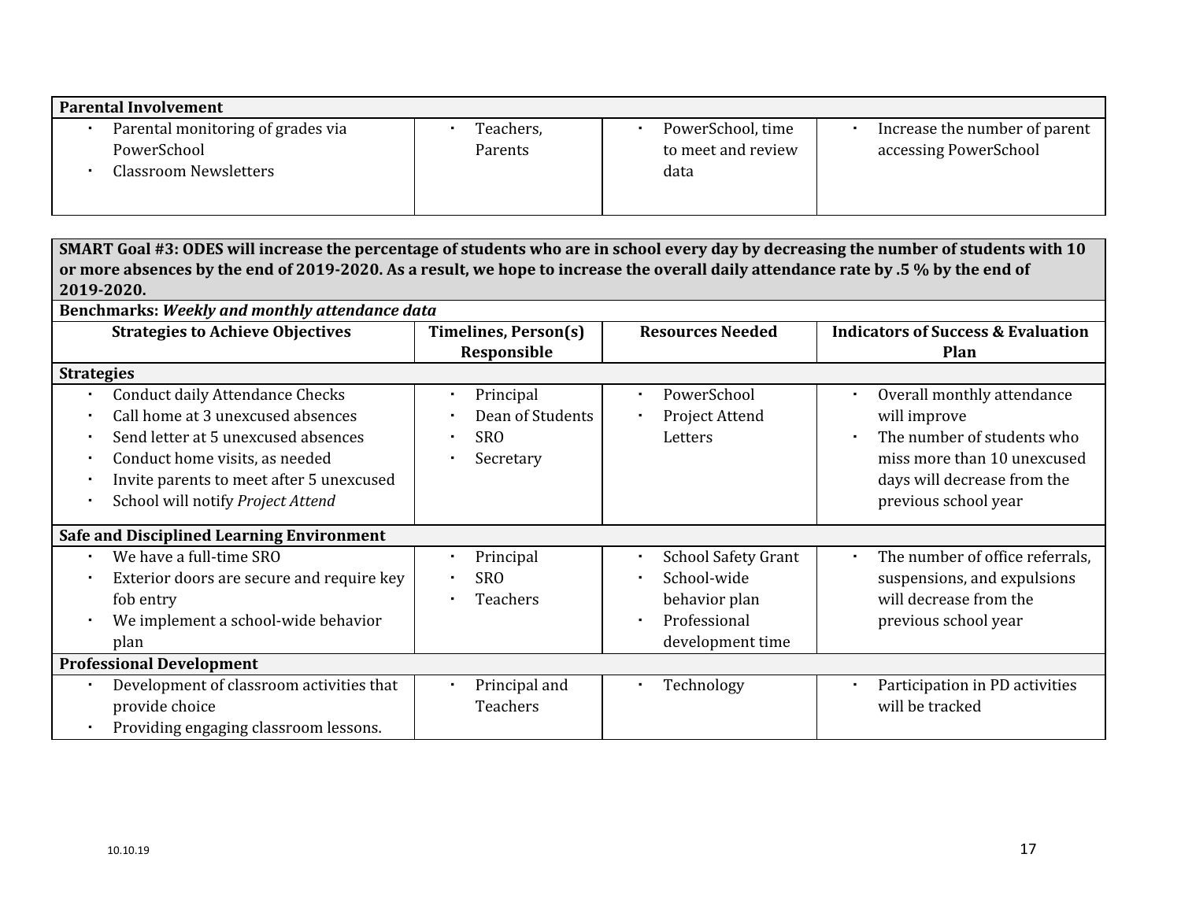| Parental Involvement | | | |
|---|---|---|---|
| • Parental monitoring of grades via PowerSchool<br>• Classroom Newsletters | • Teachers, Parents | • PowerSchool, time to meet and review data | • Increase the number of parent accessing PowerSchool |

| **SMART Goal #3: ODES will increase the percentage of students who are in school every day by decreasing the number of students with 10 or more absences by the end of 2019-2020. As a result, we hope to increase the overall daily attendance rate by .5 % by the end of 2019-2020.** | | | |
|---|---|---|---|
| **Benchmarks:** ***Weekly and monthly attendance data*** | | | |
| **Strategies to Achieve Objectives** | **Timelines, Person(s) Responsible** | **Resources Needed** | **Indicators of Success & Evaluation Plan** |
| **Strategies** | | | |
| • Conduct daily Attendance Checks<br>• Call home at 3 unexcused absences<br>• Send letter at 5 unexcused absences<br>• Conduct home visits, as needed<br>• Invite parents to meet after 5 unexcused<br>• School will notify *Project Attend* | • Principal<br>• Dean of Students<br>• SRO<br>• Secretary | • PowerSchool<br>• Project Attend Letters | • Overall monthly attendance will improve<br>• The number of students who miss more than 10 unexcused days will decrease from the previous school year |
| **Safe and Disciplined Learning Environment** | | | |
| • We have a full-time SRO<br>• Exterior doors are secure and require key fob entry<br>• We implement a school-wide behavior plan | • Principal<br>• SRO<br>• Teachers | • School Safety Grant<br>• School-wide behavior plan<br>• Professional development time | • The number of office referrals, suspensions, and expulsions will decrease from the previous school year |
| **Professional Development** | | | |
| • Development of classroom activities that provide choice<br>• Providing engaging classroom lessons. | • Principal and Teachers | • Technology | • Participation in PD activities will be tracked |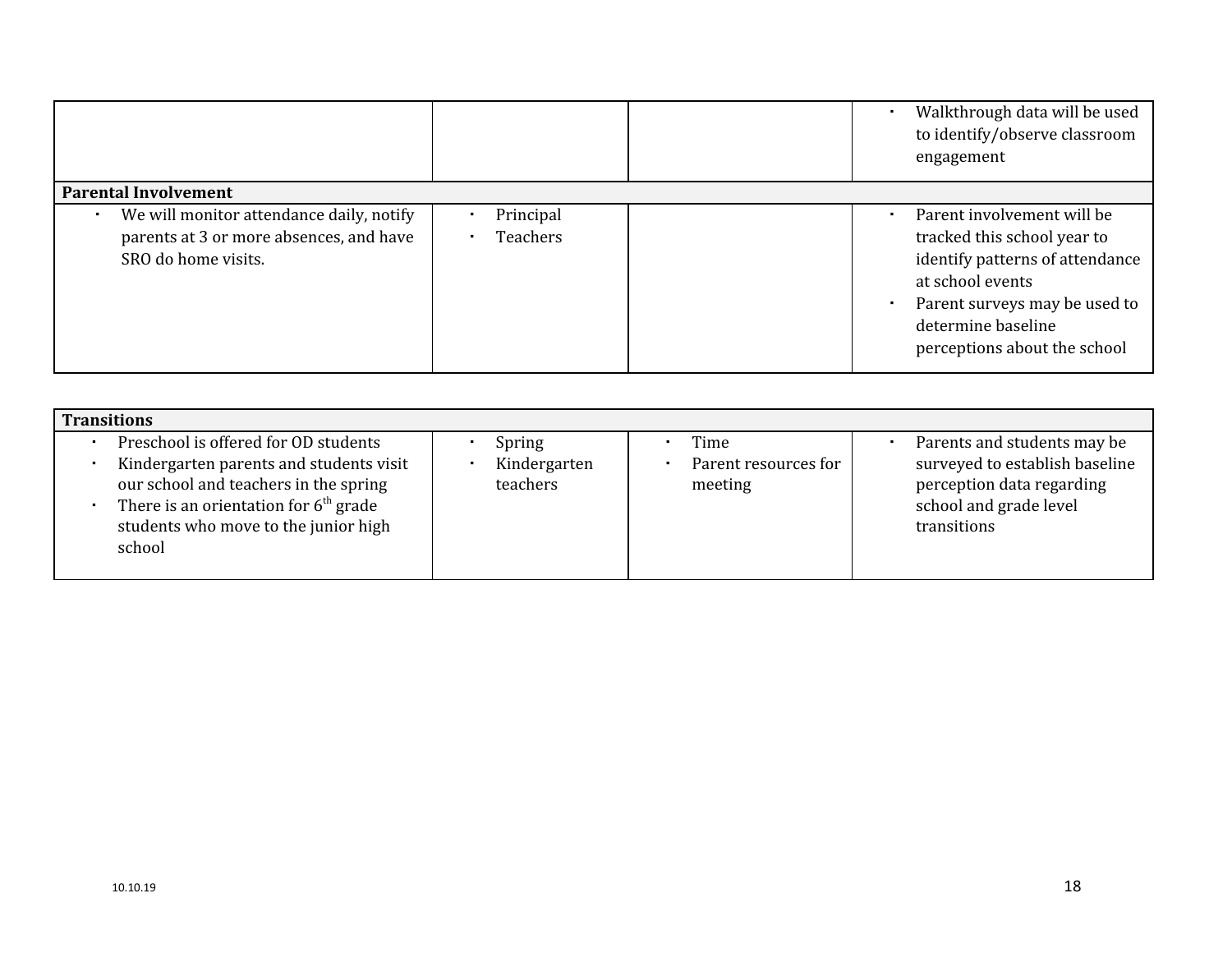| | | | |
|---|---|---|---|
| | | | • Walkthrough data will be used to identify/observe classroom engagement |
| **Parental Involvement** | | | |
| • We will monitor attendance daily, notify parents at 3 or more absences, and have SRO do home visits. | • Principal<br>• Teachers | | • Parent involvement will be tracked this school year to identify patterns of attendance at school events<br>• Parent surveys may be used to determine baseline perceptions about the school |

| | | | |
|---|---|---|---|
| **Transitions** | | | |
| • Preschool is offered for OD students<br>• Kindergarten parents and students visit our school and teachers in the spring<br>• There is an orientation for 6th grade students who move to the junior high school | • Spring<br>• Kindergarten teachers | • Time<br>• Parent resources for meeting | • Parents and students may be surveyed to establish baseline perception data regarding school and grade level transitions |

10.10.19